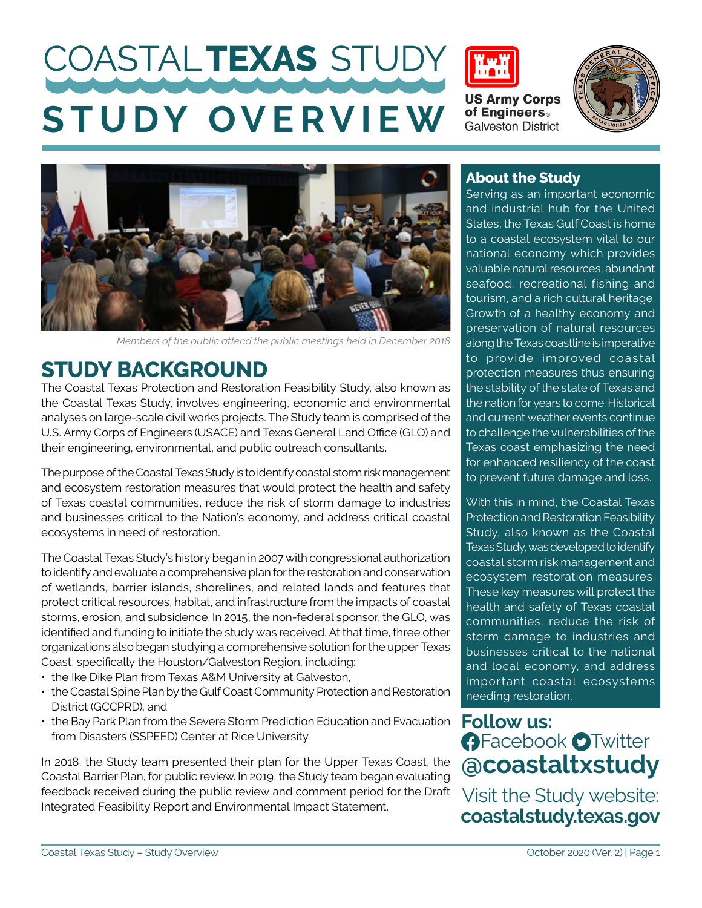# COASTAL TEXAS STUDY

# STUDY OVERVIEW

US Army Corps of Engineers® Galveston District

*Members of the public attend the public meetings held in December 2018*

## STUDY BACKGROUND

The Coastal Texas Protection and Restoration Feasibility Study, also known as the Coastal Texas Study, involves engineering, economic and environmental analyses on large-scale civil works projects. The Study team is comprised of the U.S. Army Corps of Engineers (USACE) and Texas General Land Office (GLO) and their engineering, environmental, and public outreach consultants.

The purpose of the Coastal Texas Study is to identify coastal storm risk management and ecosystem restoration measures that would protect the health and safety of Texas coastal communities, reduce the risk of storm damage to industries and businesses critical to the Nation's economy, and address critical coastal ecosystems in need of restoration.

The Coastal Texas Study's history began in 2007 with congressional authorization to identify and evaluate a comprehensive plan for the restoration and conservation of wetlands, barrier islands, shorelines, and related lands and features that protect critical resources, habitat, and infrastructure from the impacts of coastal storms, erosion, and subsidence. In 2015, the non-federal sponsor, the GLO, was identified and funding to initiate the study was received. At that time, three other organizations also began studying a comprehensive solution for the upper Texas Coast, specifically the Houston/Galveston Region, including:

- the Ike Dike Plan from Texas A&M University at Galveston,
- the Coastal Spine Plan by the Gulf Coast Community Protection and Restoration District (GCCPRD), and
- the Bay Park Plan from the Severe Storm Prediction Education and Evacuation from Disasters (SSPEED) Center at Rice University.

In 2018, the Study team presented their plan for the Upper Texas Coast, the Coastal Barrier Plan, for public review. In 2019, the Study team began evaluating feedback received during the public review and comment period for the Draft Integrated Feasibility Report and Environmental Impact Statement.

## About the Study

Serving as an important economic and industrial hub for the United States, the Texas Gulf Coast is home to a coastal ecosystem vital to our national economy which provides valuable natural resources, abundant seafood, recreational fishing and tourism, and a rich cultural heritage. Growth of a healthy economy and preservation of natural resources along the Texas coastline is imperative to provide improved coastal protection measures thus ensuring the stability of the state of Texas and the nation for years to come. Historical and current weather events continue to challenge the vulnerabilities of the Texas coast emphasizing the need for enhanced resiliency of the coast to prevent future damage and loss.

With this in mind, the Coastal Texas Protection and Restoration Feasibility Study, also known as the Coastal Texas Study, was developed to identify coastal storm risk management and ecosystem restoration measures. These key measures will protect the health and safety of Texas coastal communities, reduce the risk of storm damage to industries and businesses critical to the national and local economy, and address important coastal ecosystems needing restoration.

**Follow us:**
Facebook Twitter
**@coastaltxstudy**

Visit the Study website:
**coastalstudy.texas.gov**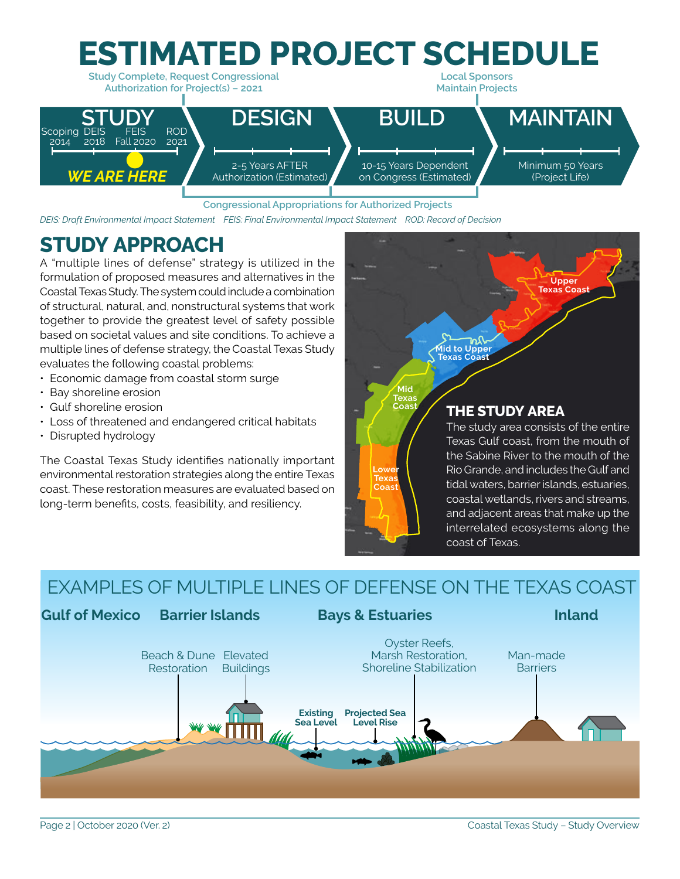# ESTIMATED PROJECT SCHEDULE

Study Complete, Request Congressional Authorization for Project(s) – 2021

Local Sponsors Maintain Projects

| STUDY | DESIGN | BUILD | MAINTAIN |
|---|---|---|---|
| Scoping 2014, DEIS 2018, FEIS Fall 2020, ROD 2021 — *WE ARE HERE* | 2-5 Years AFTER Authorization (Estimated) | 10-15 Years Dependent on Congress (Estimated) | Minimum 50 Years (Project Life) |

Congressional Appropriations for Authorized Projects

*DEIS: Draft Environmental Impact Statement FEIS: Final Environmental Impact Statement ROD: Record of Decision*

## STUDY APPROACH

A "multiple lines of defense" strategy is utilized in the formulation of proposed measures and alternatives in the Coastal Texas Study. The system could include a combination of structural, natural, and nonstructural systems that work together to provide the greatest level of safety possible based on societal values and site conditions. To achieve a multiple lines of defense strategy, the Coastal Texas Study evaluates the following coastal problems:

- Economic damage from coastal storm surge
- Bay shoreline erosion
- Gulf shoreline erosion
- Loss of threatened and endangered critical habitats
- Disrupted hydrology

The Coastal Texas Study identifies nationally important environmental restoration strategies along the entire Texas coast. These restoration measures are evaluated based on long-term benefits, costs, feasibility, and resiliency.

Upper Texas Coast · Mid to Upper Texas Coast · Mid Texas Coast · Lower Texas Coast

### THE STUDY AREA

The study area consists of the entire Texas Gulf coast, from the mouth of the Sabine River to the mouth of the Rio Grande, and includes the Gulf and tidal waters, barrier islands, estuaries, coastal wetlands, rivers and streams, and adjacent areas that make up the interrelated ecosystems along the coast of Texas.

## EXAMPLES OF MULTIPLE LINES OF DEFENSE ON THE TEXAS COAST

**Gulf of Mexico** | **Barrier Islands** | **Bays & Estuaries** | **Inland**

- Beach & Dune Restoration
- Elevated Buildings
- Existing Sea Level
- Projected Sea Level Rise
- Oyster Reefs, Marsh Restoration, Shoreline Stabilization
- Man-made Barriers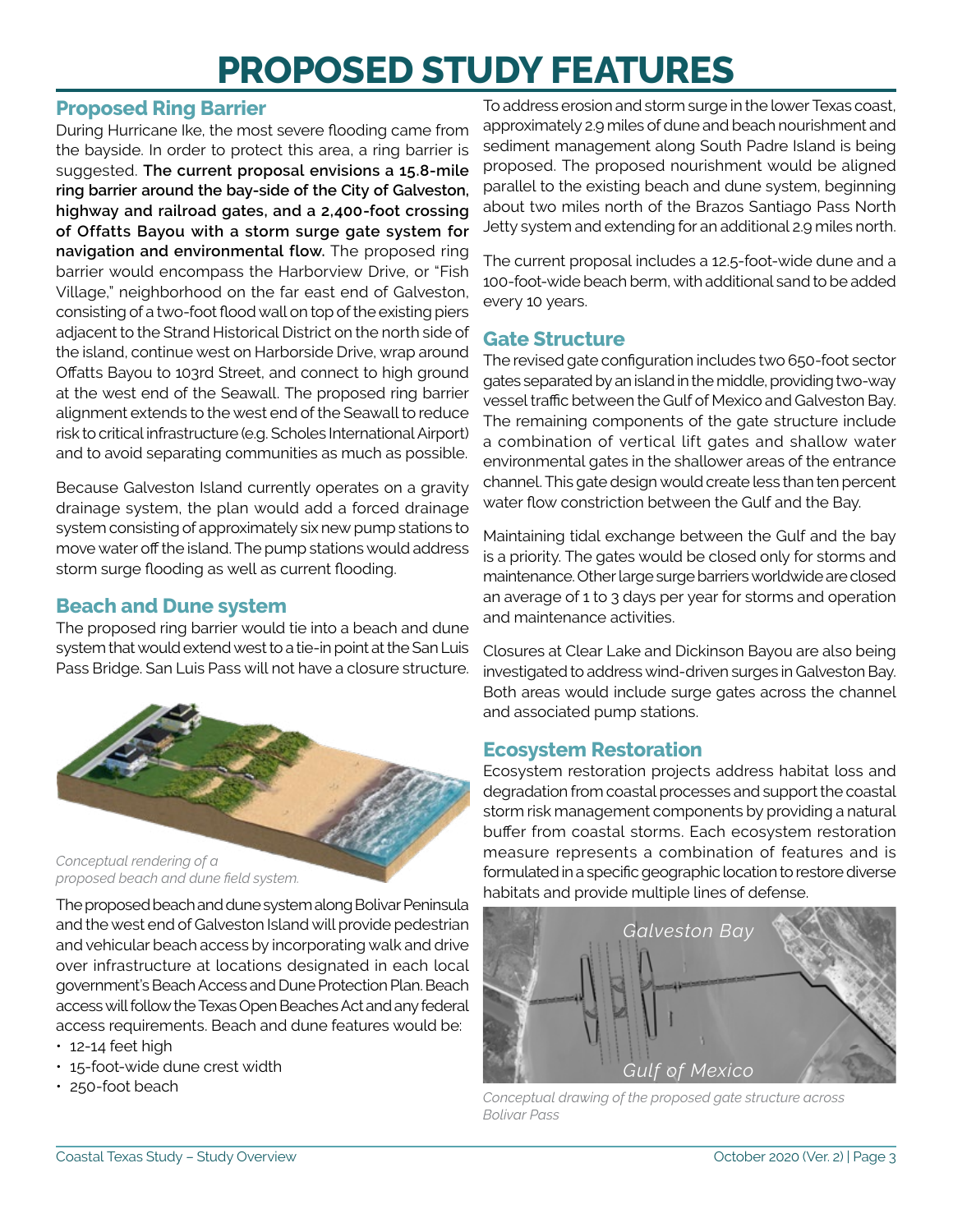# PROPOSED STUDY FEATURES

## Proposed Ring Barrier

During Hurricane Ike, the most severe flooding came from the bayside. In order to protect this area, a ring barrier is suggested. **The current proposal envisions a 15.8-mile ring barrier around the bay-side of the City of Galveston, highway and railroad gates, and a 2,400-foot crossing of Offatts Bayou with a storm surge gate system for navigation and environmental flow.** The proposed ring barrier would encompass the Harborview Drive, or "Fish Village," neighborhood on the far east end of Galveston, consisting of a two-foot flood wall on top of the existing piers adjacent to the Strand Historical District on the north side of the island, continue west on Harborside Drive, wrap around Offatts Bayou to 103rd Street, and connect to high ground at the west end of the Seawall. The proposed ring barrier alignment extends to the west end of the Seawall to reduce risk to critical infrastructure (e.g. Scholes International Airport) and to avoid separating communities as much as possible.

Because Galveston Island currently operates on a gravity drainage system, the plan would add a forced drainage system consisting of approximately six new pump stations to move water off the island. The pump stations would address storm surge flooding as well as current flooding.

## Beach and Dune system

The proposed ring barrier would tie into a beach and dune system that would extend west to a tie-in point at the San Luis Pass Bridge. San Luis Pass will not have a closure structure.

*Conceptual rendering of a proposed beach and dune field system.*

The proposed beach and dune system along Bolivar Peninsula and the west end of Galveston Island will provide pedestrian and vehicular beach access by incorporating walk and drive over infrastructure at locations designated in each local government's Beach Access and Dune Protection Plan. Beach access will follow the Texas Open Beaches Act and any federal access requirements. Beach and dune features would be:

- 12-14 feet high
- 15-foot-wide dune crest width
- 250-foot beach

To address erosion and storm surge in the lower Texas coast, approximately 2.9 miles of dune and beach nourishment and sediment management along South Padre Island is being proposed. The proposed nourishment would be aligned parallel to the existing beach and dune system, beginning about two miles north of the Brazos Santiago Pass North Jetty system and extending for an additional 2.9 miles north.

The current proposal includes a 12.5-foot-wide dune and a 100-foot-wide beach berm, with additional sand to be added every 10 years.

## Gate Structure

The revised gate configuration includes two 650-foot sector gates separated by an island in the middle, providing two-way vessel traffic between the Gulf of Mexico and Galveston Bay. The remaining components of the gate structure include a combination of vertical lift gates and shallow water environmental gates in the shallower areas of the entrance channel. This gate design would create less than ten percent water flow constriction between the Gulf and the Bay.

Maintaining tidal exchange between the Gulf and the bay is a priority. The gates would be closed only for storms and maintenance. Other large surge barriers worldwide are closed an average of 1 to 3 days per year for storms and operation and maintenance activities.

Closures at Clear Lake and Dickinson Bayou are also being investigated to address wind-driven surges in Galveston Bay. Both areas would include surge gates across the channel and associated pump stations.

## Ecosystem Restoration

Ecosystem restoration projects address habitat loss and degradation from coastal processes and support the coastal storm risk management components by providing a natural buffer from coastal storms. Each ecosystem restoration measure represents a combination of features and is formulated in a specific geographic location to restore diverse habitats and provide multiple lines of defense.

Galveston Bay

Gulf of Mexico

*Conceptual drawing of the proposed gate structure across Bolivar Pass*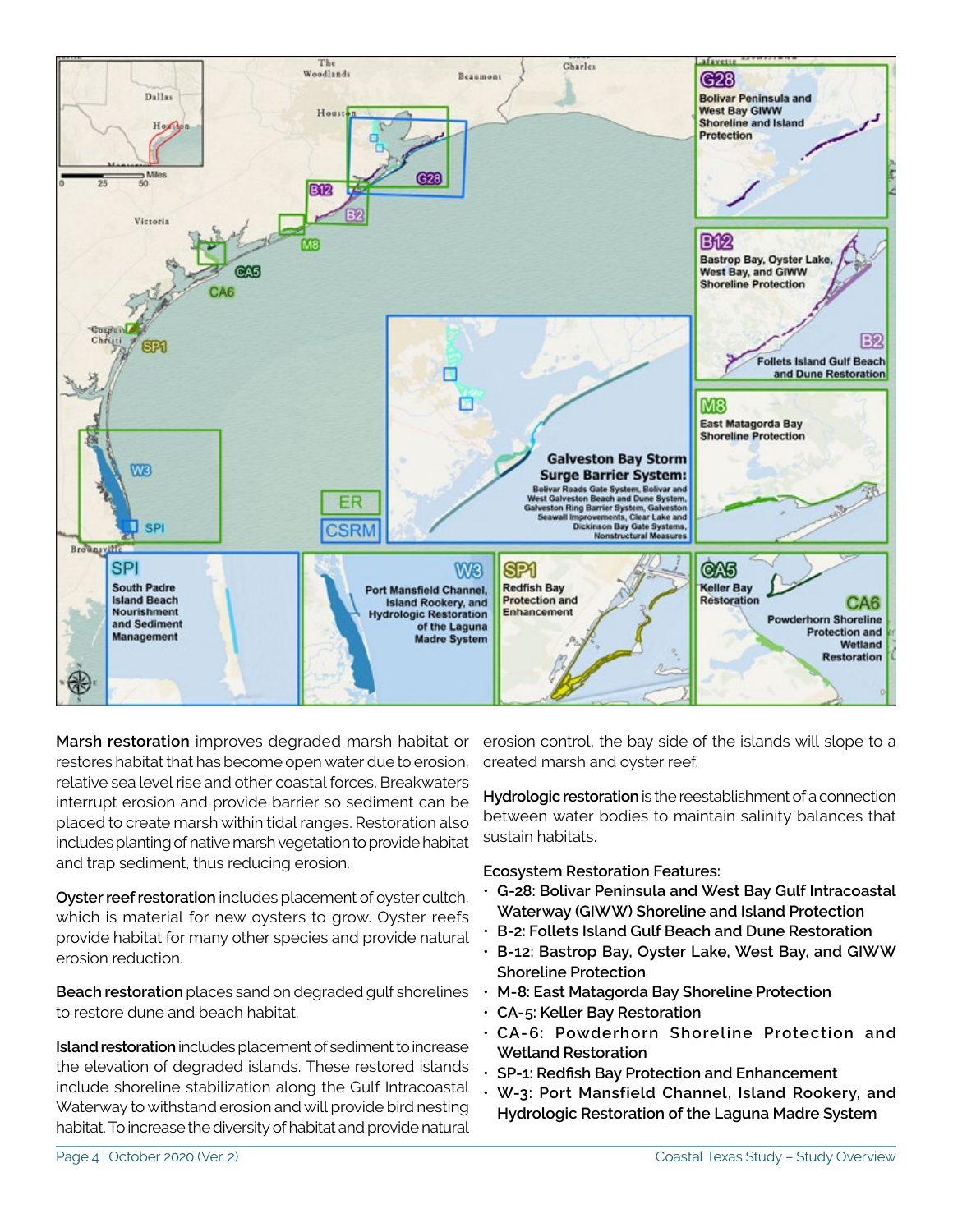**Marsh restoration** improves degraded marsh habitat or restores habitat that has become open water due to erosion, relative sea level rise and other coastal forces. Breakwaters interrupt erosion and provide barrier so sediment can be placed to create marsh within tidal ranges. Restoration also includes planting of native marsh vegetation to provide habitat and trap sediment, thus reducing erosion.

**Oyster reef restoration** includes placement of oyster cultch, which is material for new oysters to grow. Oyster reefs provide habitat for many other species and provide natural erosion reduction.

**Beach restoration** places sand on degraded gulf shorelines to restore dune and beach habitat.

**Island restoration** includes placement of sediment to increase the elevation of degraded islands. These restored islands include shoreline stabilization along the Gulf Intracoastal Waterway to withstand erosion and will provide bird nesting habitat. To increase the diversity of habitat and provide natural erosion control, the bay side of the islands will slope to a created marsh and oyster reef.

**Hydrologic restoration** is the reestablishment of a connection between water bodies to maintain salinity balances that sustain habitats.

**Ecosystem Restoration Features:**

- **G-28: Bolivar Peninsula and West Bay Gulf Intracoastal Waterway (GIWW) Shoreline and Island Protection**
- **B-2: Follets Island Gulf Beach and Dune Restoration**
- **B-12: Bastrop Bay, Oyster Lake, West Bay, and GIWW Shoreline Protection**
- **M-8: East Matagorda Bay Shoreline Protection**
- **CA-5: Keller Bay Restoration**
- **CA-6: Powderhorn Shoreline Protection and Wetland Restoration**
- **SP-1: Redfish Bay Protection and Enhancement**
- **W-3: Port Mansfield Channel, Island Rookery, and Hydrologic Restoration of the Laguna Madre System**